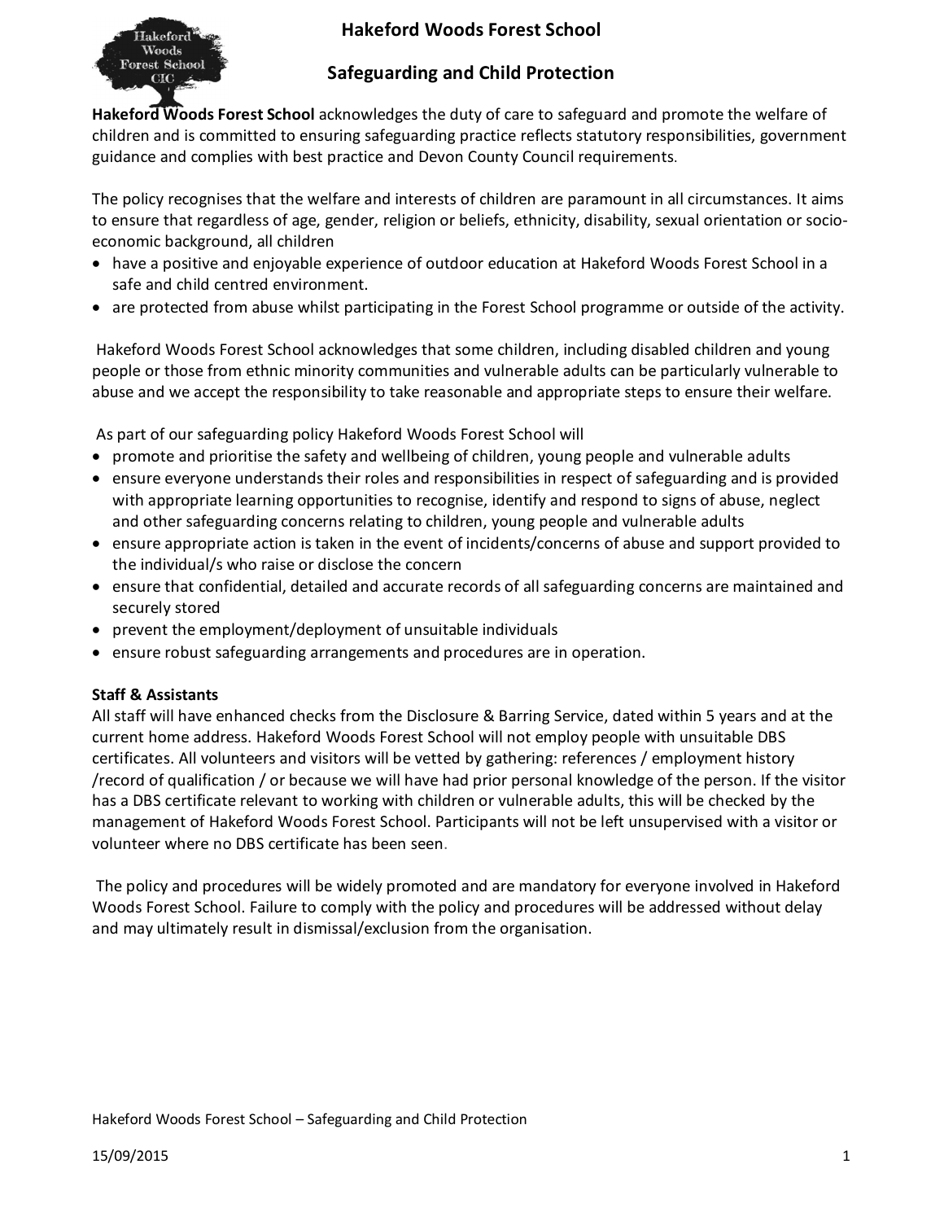# Hakeford Woods Forest School

## Safeguarding and Child Protection

**Hakeford Woods Forest School** acknowledges the duty of care to safeguard and promote the welfare of children and is committed to ensuring safeguarding practice reflects statutory responsibilities, government guidance and complies with best practice and Devon County Council requirements.

The policy recognises that the welfare and interests of children are paramount in all circumstances. It aims to ensure that regardless of age, gender, religion or beliefs, ethnicity, disability, sexual orientation or socio-economic background, all children

- have a positive and enjoyable experience of outdoor education at Hakeford Woods Forest School in a safe and child centred environment.
- are protected from abuse whilst participating in the Forest School programme or outside of the activity.

Hakeford Woods Forest School acknowledges that some children, including disabled children and young people or those from ethnic minority communities and vulnerable adults can be particularly vulnerable to abuse and we accept the responsibility to take reasonable and appropriate steps to ensure their welfare.

As part of our safeguarding policy Hakeford Woods Forest School will

- promote and prioritise the safety and wellbeing of children, young people and vulnerable adults
- ensure everyone understands their roles and responsibilities in respect of safeguarding and is provided with appropriate learning opportunities to recognise, identify and respond to signs of abuse, neglect and other safeguarding concerns relating to children, young people and vulnerable adults
- ensure appropriate action is taken in the event of incidents/concerns of abuse and support provided to the individual/s who raise or disclose the concern
- ensure that confidential, detailed and accurate records of all safeguarding concerns are maintained and securely stored
- prevent the employment/deployment of unsuitable individuals
- ensure robust safeguarding arrangements and procedures are in operation.

**Staff & Assistants**

All staff will have enhanced checks from the Disclosure & Barring Service, dated within 5 years and at the current home address. Hakeford Woods Forest School will not employ people with unsuitable DBS certificates. All volunteers and visitors will be vetted by gathering: references / employment history /record of qualification / or because we will have had prior personal knowledge of the person. If the visitor has a DBS certificate relevant to working with children or vulnerable adults, this will be checked by the management of Hakeford Woods Forest School. Participants will not be left unsupervised with a visitor or volunteer where no DBS certificate has been seen.

The policy and procedures will be widely promoted and are mandatory for everyone involved in Hakeford Woods Forest School. Failure to comply with the policy and procedures will be addressed without delay and may ultimately result in dismissal/exclusion from the organisation.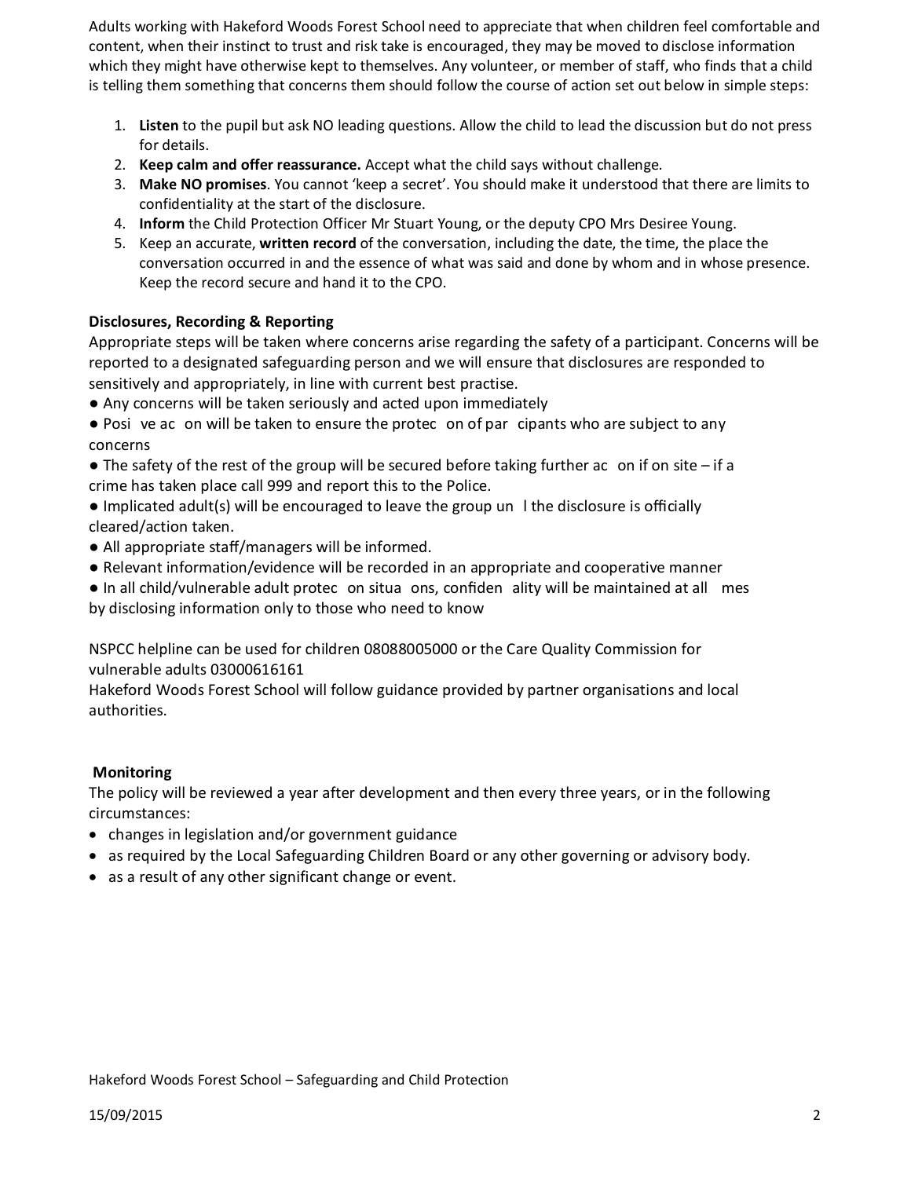Adults working with Hakeford Woods Forest School need to appreciate that when children feel comfortable and content, when their instinct to trust and risk take is encouraged, they may be moved to disclose information which they might have otherwise kept to themselves. Any volunteer, or member of staff, who finds that a child is telling them something that concerns them should follow the course of action set out below in simple steps:

1. **Listen** to the pupil but ask NO leading questions. Allow the child to lead the discussion but do not press for details.
2. **Keep calm and offer reassurance.** Accept what the child says without challenge.
3. **Make NO promises**. You cannot 'keep a secret'. You should make it understood that there are limits to confidentiality at the start of the disclosure.
4. **Inform** the Child Protection Officer Mr Stuart Young, or the deputy CPO Mrs Desiree Young.
5. Keep an accurate, **written record** of the conversation, including the date, the time, the place the conversation occurred in and the essence of what was said and done by whom and in whose presence. Keep the record secure and hand it to the CPO.

**Disclosures, Recording & Reporting**

Appropriate steps will be taken where concerns arise regarding the safety of a participant. Concerns will be reported to a designated safeguarding person and we will ensure that disclosures are responded to sensitively and appropriately, in line with current best practise.

● Any concerns will be taken seriously and acted upon immediately

● Posi ve ac on will be taken to ensure the protec on of par cipants who are subject to any concerns

● The safety of the rest of the group will be secured before taking further ac on if on site – if a crime has taken place call 999 and report this to the Police.

● Implicated adult(s) will be encouraged to leave the group un l the disclosure is officially cleared/action taken.

● All appropriate staff/managers will be informed.

● Relevant information/evidence will be recorded in an appropriate and cooperative manner

● In all child/vulnerable adult protec on situa ons, confiden ality will be maintained at all mes by disclosing information only to those who need to know

NSPCC helpline can be used for children 08088005000 or the Care Quality Commission for vulnerable adults 03000616161

Hakeford Woods Forest School will follow guidance provided by partner organisations and local authorities.

**Monitoring**

The policy will be reviewed a year after development and then every three years, or in the following circumstances:

- changes in legislation and/or government guidance
- as required by the Local Safeguarding Children Board or any other governing or advisory body.
- as a result of any other significant change or event.